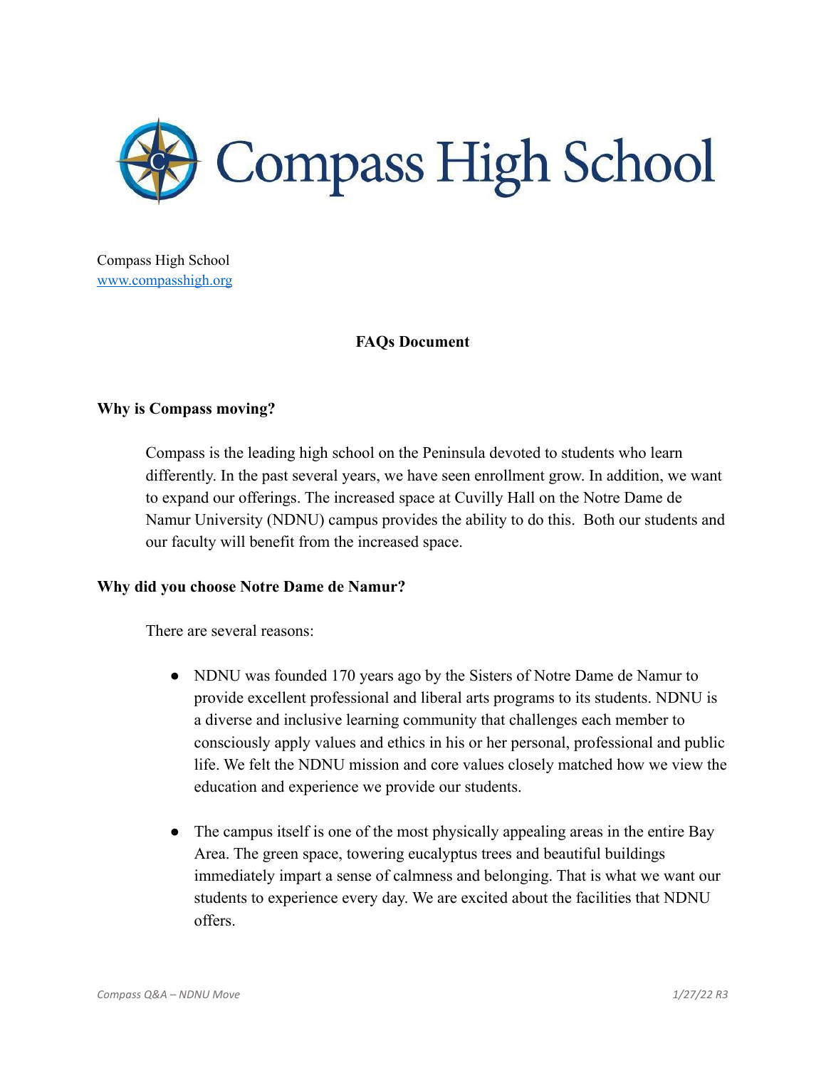# Compass High School

Compass High School
www.compasshigh.org

**FAQs Document**

**Why is Compass moving?**

Compass is the leading high school on the Peninsula devoted to students who learn differently. In the past several years, we have seen enrollment grow. In addition, we want to expand our offerings. The increased space at Cuvilly Hall on the Notre Dame de Namur University (NDNU) campus provides the ability to do this. Both our students and our faculty will benefit from the increased space.

**Why did you choose Notre Dame de Namur?**

There are several reasons:

- NDNU was founded 170 years ago by the Sisters of Notre Dame de Namur to provide excellent professional and liberal arts programs to its students. NDNU is a diverse and inclusive learning community that challenges each member to consciously apply values and ethics in his or her personal, professional and public life. We felt the NDNU mission and core values closely matched how we view the education and experience we provide our students.

- The campus itself is one of the most physically appealing areas in the entire Bay Area. The green space, towering eucalyptus trees and beautiful buildings immediately impart a sense of calmness and belonging. That is what we want our students to experience every day. We are excited about the facilities that NDNU offers.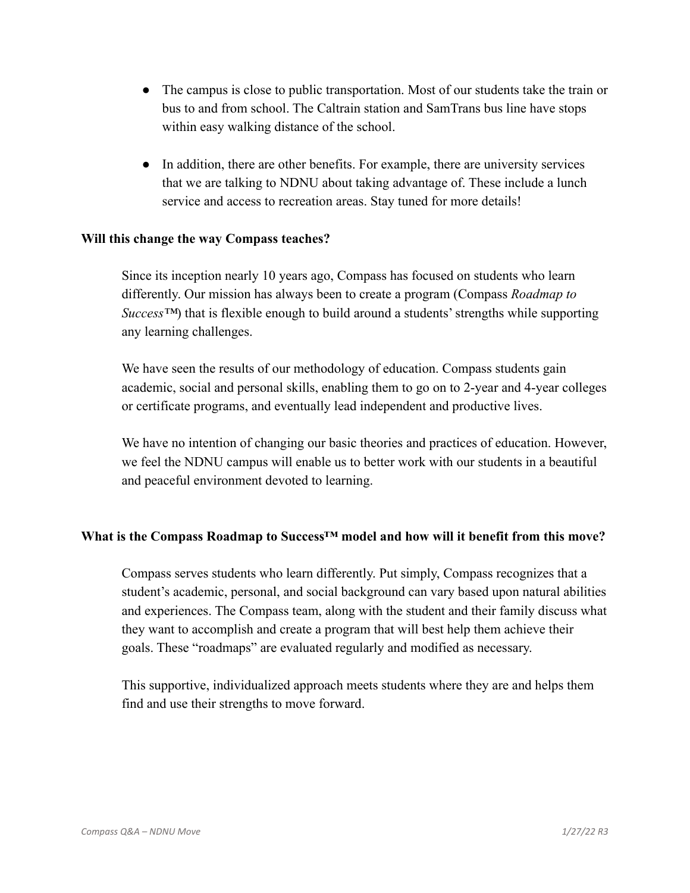- The campus is close to public transportation. Most of our students take the train or bus to and from school. The Caltrain station and SamTrans bus line have stops within easy walking distance of the school.

- In addition, there are other benefits. For example, there are university services that we are talking to NDNU about taking advantage of. These include a lunch service and access to recreation areas. Stay tuned for more details!

**Will this change the way Compass teaches?**

Since its inception nearly 10 years ago, Compass has focused on students who learn differently. Our mission has always been to create a program (Compass *Roadmap to Success™*) that is flexible enough to build around a students' strengths while supporting any learning challenges.

We have seen the results of our methodology of education. Compass students gain academic, social and personal skills, enabling them to go on to 2-year and 4-year colleges or certificate programs, and eventually lead independent and productive lives.

We have no intention of changing our basic theories and practices of education. However, we feel the NDNU campus will enable us to better work with our students in a beautiful and peaceful environment devoted to learning.

**What is the Compass Roadmap to Success™ model and how will it benefit from this move?**

Compass serves students who learn differently. Put simply, Compass recognizes that a student's academic, personal, and social background can vary based upon natural abilities and experiences. The Compass team, along with the student and their family discuss what they want to accomplish and create a program that will best help them achieve their goals. These "roadmaps" are evaluated regularly and modified as necessary.

This supportive, individualized approach meets students where they are and helps them find and use their strengths to move forward.